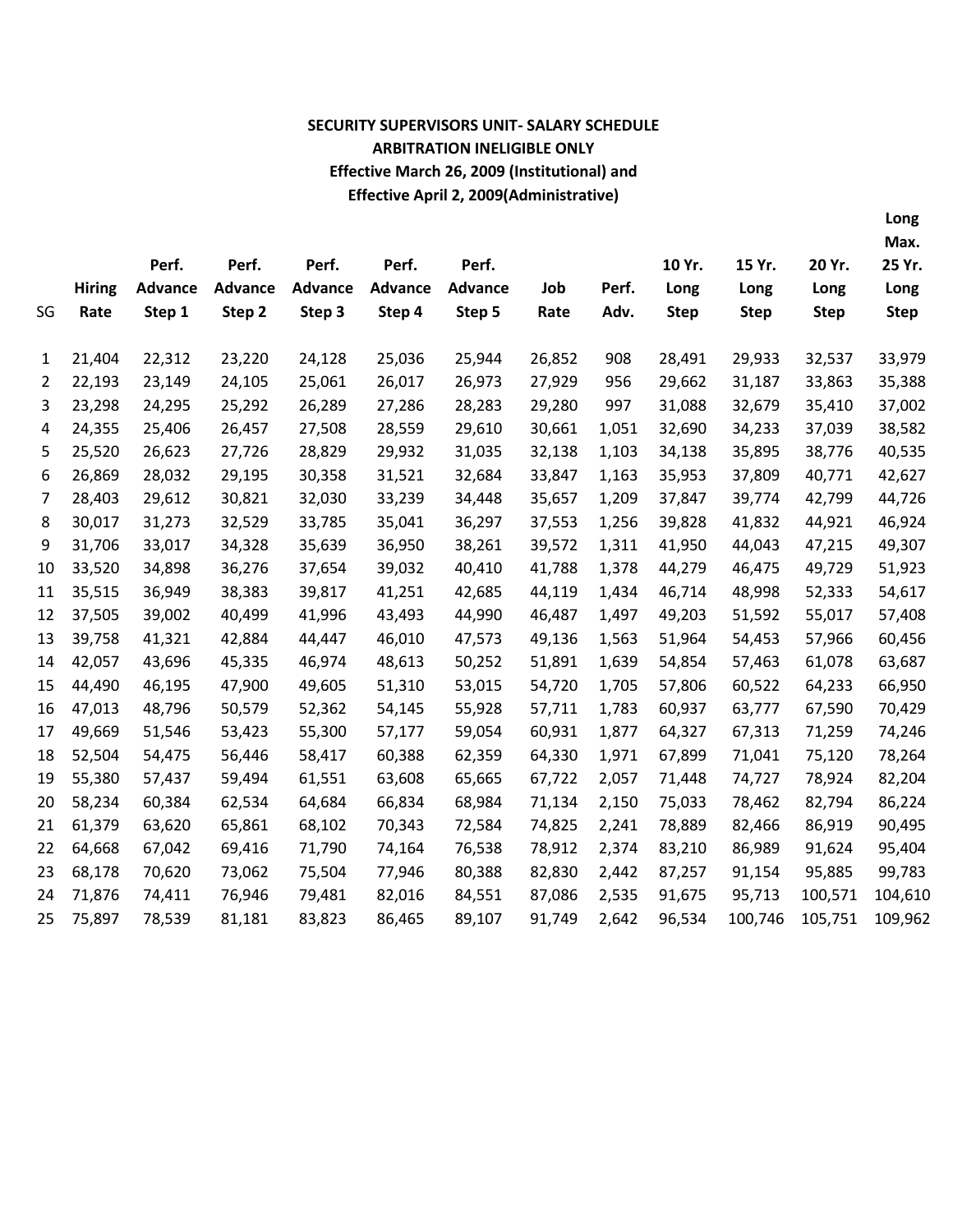**SECURITY SUPERVISORS UNIT- SALARY SCHEDULE**
**ARBITRATION INELIGIBLE ONLY**
**Effective March 26, 2009 (Institutional) and**
**Effective April 2, 2009(Administrative)**

| SG | Hiring Rate | Perf. Advance Step 1 | Perf. Advance Step 2 | Perf. Advance Step 3 | Perf. Advance Step 4 | Perf. Advance Step 5 | Job Rate | Perf. Adv. | 10 Yr. Long Step | 15 Yr. Long Step | 20 Yr. Long Step | Long Max. 25 Yr. Long Step |
|---|---|---|---|---|---|---|---|---|---|---|---|---|
| 1 | 21,404 | 22,312 | 23,220 | 24,128 | 25,036 | 25,944 | 26,852 | 908 | 28,491 | 29,933 | 32,537 | 33,979 |
| 2 | 22,193 | 23,149 | 24,105 | 25,061 | 26,017 | 26,973 | 27,929 | 956 | 29,662 | 31,187 | 33,863 | 35,388 |
| 3 | 23,298 | 24,295 | 25,292 | 26,289 | 27,286 | 28,283 | 29,280 | 997 | 31,088 | 32,679 | 35,410 | 37,002 |
| 4 | 24,355 | 25,406 | 26,457 | 27,508 | 28,559 | 29,610 | 30,661 | 1,051 | 32,690 | 34,233 | 37,039 | 38,582 |
| 5 | 25,520 | 26,623 | 27,726 | 28,829 | 29,932 | 31,035 | 32,138 | 1,103 | 34,138 | 35,895 | 38,776 | 40,535 |
| 6 | 26,869 | 28,032 | 29,195 | 30,358 | 31,521 | 32,684 | 33,847 | 1,163 | 35,953 | 37,809 | 40,771 | 42,627 |
| 7 | 28,403 | 29,612 | 30,821 | 32,030 | 33,239 | 34,448 | 35,657 | 1,209 | 37,847 | 39,774 | 42,799 | 44,726 |
| 8 | 30,017 | 31,273 | 32,529 | 33,785 | 35,041 | 36,297 | 37,553 | 1,256 | 39,828 | 41,832 | 44,921 | 46,924 |
| 9 | 31,706 | 33,017 | 34,328 | 35,639 | 36,950 | 38,261 | 39,572 | 1,311 | 41,950 | 44,043 | 47,215 | 49,307 |
| 10 | 33,520 | 34,898 | 36,276 | 37,654 | 39,032 | 40,410 | 41,788 | 1,378 | 44,279 | 46,475 | 49,729 | 51,923 |
| 11 | 35,515 | 36,949 | 38,383 | 39,817 | 41,251 | 42,685 | 44,119 | 1,434 | 46,714 | 48,998 | 52,333 | 54,617 |
| 12 | 37,505 | 39,002 | 40,499 | 41,996 | 43,493 | 44,990 | 46,487 | 1,497 | 49,203 | 51,592 | 55,017 | 57,408 |
| 13 | 39,758 | 41,321 | 42,884 | 44,447 | 46,010 | 47,573 | 49,136 | 1,563 | 51,964 | 54,453 | 57,966 | 60,456 |
| 14 | 42,057 | 43,696 | 45,335 | 46,974 | 48,613 | 50,252 | 51,891 | 1,639 | 54,854 | 57,463 | 61,078 | 63,687 |
| 15 | 44,490 | 46,195 | 47,900 | 49,605 | 51,310 | 53,015 | 54,720 | 1,705 | 57,806 | 60,522 | 64,233 | 66,950 |
| 16 | 47,013 | 48,796 | 50,579 | 52,362 | 54,145 | 55,928 | 57,711 | 1,783 | 60,937 | 63,777 | 67,590 | 70,429 |
| 17 | 49,669 | 51,546 | 53,423 | 55,300 | 57,177 | 59,054 | 60,931 | 1,877 | 64,327 | 67,313 | 71,259 | 74,246 |
| 18 | 52,504 | 54,475 | 56,446 | 58,417 | 60,388 | 62,359 | 64,330 | 1,971 | 67,899 | 71,041 | 75,120 | 78,264 |
| 19 | 55,380 | 57,437 | 59,494 | 61,551 | 63,608 | 65,665 | 67,722 | 2,057 | 71,448 | 74,727 | 78,924 | 82,204 |
| 20 | 58,234 | 60,384 | 62,534 | 64,684 | 66,834 | 68,984 | 71,134 | 2,150 | 75,033 | 78,462 | 82,794 | 86,224 |
| 21 | 61,379 | 63,620 | 65,861 | 68,102 | 70,343 | 72,584 | 74,825 | 2,241 | 78,889 | 82,466 | 86,919 | 90,495 |
| 22 | 64,668 | 67,042 | 69,416 | 71,790 | 74,164 | 76,538 | 78,912 | 2,374 | 83,210 | 86,989 | 91,624 | 95,404 |
| 23 | 68,178 | 70,620 | 73,062 | 75,504 | 77,946 | 80,388 | 82,830 | 2,442 | 87,257 | 91,154 | 95,885 | 99,783 |
| 24 | 71,876 | 74,411 | 76,946 | 79,481 | 82,016 | 84,551 | 87,086 | 2,535 | 91,675 | 95,713 | 100,571 | 104,610 |
| 25 | 75,897 | 78,539 | 81,181 | 83,823 | 86,465 | 89,107 | 91,749 | 2,642 | 96,534 | 100,746 | 105,751 | 109,962 |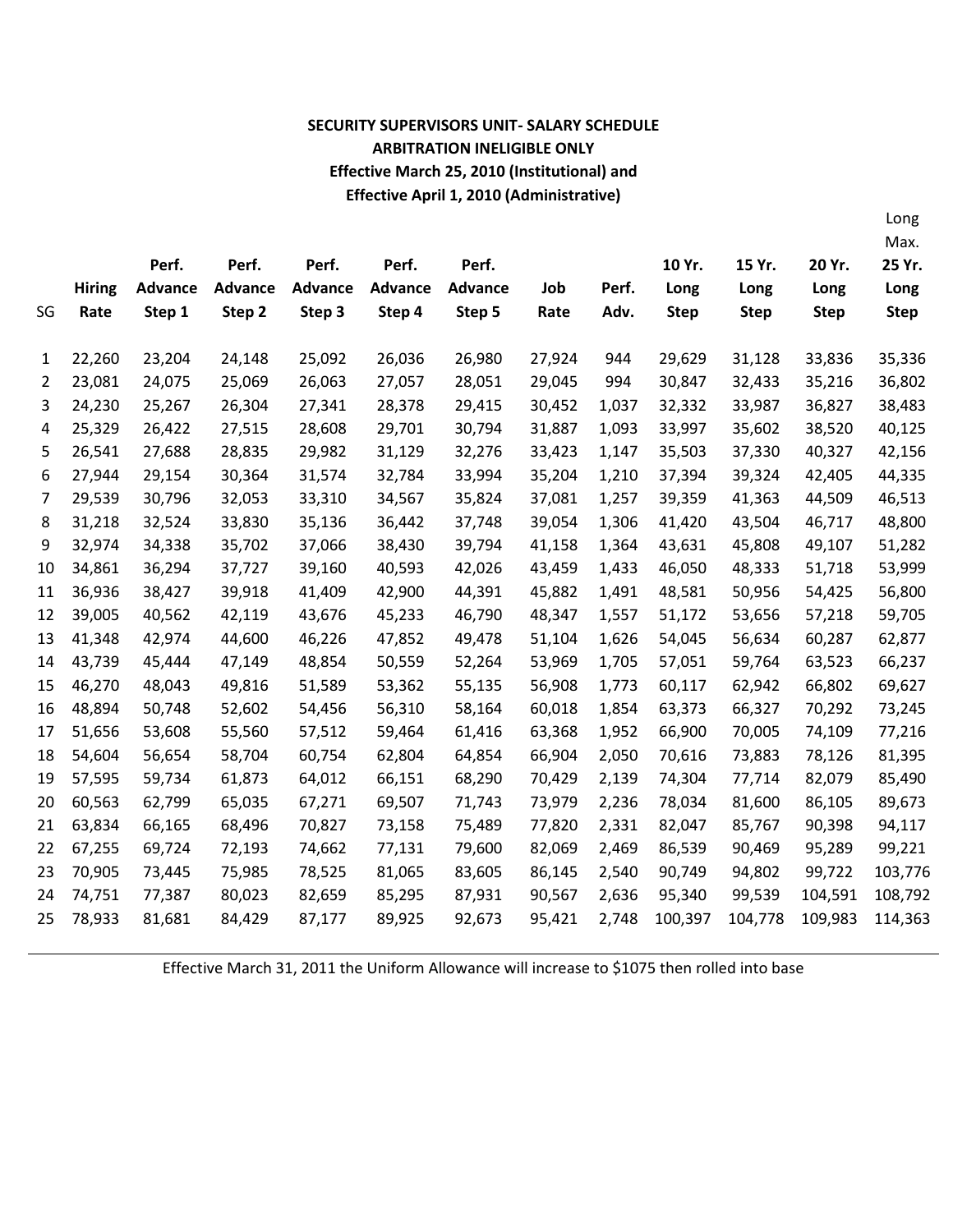**SECURITY SUPERVISORS UNIT- SALARY SCHEDULE**
**ARBITRATION INELIGIBLE ONLY**
**Effective March 25, 2010 (Institutional) and**
**Effective April 1, 2010 (Administrative)**

| SG | Hiring Rate | Perf. Advance Step 1 | Perf. Advance Step 2 | Perf. Advance Step 3 | Perf. Advance Step 4 | Perf. Advance Step 5 | Job Rate | Perf. Adv. | 10 Yr. Long Step | 15 Yr. Long Step | 20 Yr. Long Step | Long Max. 25 Yr. Long Step |
|---|---|---|---|---|---|---|---|---|---|---|---|---|
| 1 | 22,260 | 23,204 | 24,148 | 25,092 | 26,036 | 26,980 | 27,924 | 944 | 29,629 | 31,128 | 33,836 | 35,336 |
| 2 | 23,081 | 24,075 | 25,069 | 26,063 | 27,057 | 28,051 | 29,045 | 994 | 30,847 | 32,433 | 35,216 | 36,802 |
| 3 | 24,230 | 25,267 | 26,304 | 27,341 | 28,378 | 29,415 | 30,452 | 1,037 | 32,332 | 33,987 | 36,827 | 38,483 |
| 4 | 25,329 | 26,422 | 27,515 | 28,608 | 29,701 | 30,794 | 31,887 | 1,093 | 33,997 | 35,602 | 38,520 | 40,125 |
| 5 | 26,541 | 27,688 | 28,835 | 29,982 | 31,129 | 32,276 | 33,423 | 1,147 | 35,503 | 37,330 | 40,327 | 42,156 |
| 6 | 27,944 | 29,154 | 30,364 | 31,574 | 32,784 | 33,994 | 35,204 | 1,210 | 37,394 | 39,324 | 42,405 | 44,335 |
| 7 | 29,539 | 30,796 | 32,053 | 33,310 | 34,567 | 35,824 | 37,081 | 1,257 | 39,359 | 41,363 | 44,509 | 46,513 |
| 8 | 31,218 | 32,524 | 33,830 | 35,136 | 36,442 | 37,748 | 39,054 | 1,306 | 41,420 | 43,504 | 46,717 | 48,800 |
| 9 | 32,974 | 34,338 | 35,702 | 37,066 | 38,430 | 39,794 | 41,158 | 1,364 | 43,631 | 45,808 | 49,107 | 51,282 |
| 10 | 34,861 | 36,294 | 37,727 | 39,160 | 40,593 | 42,026 | 43,459 | 1,433 | 46,050 | 48,333 | 51,718 | 53,999 |
| 11 | 36,936 | 38,427 | 39,918 | 41,409 | 42,900 | 44,391 | 45,882 | 1,491 | 48,581 | 50,956 | 54,425 | 56,800 |
| 12 | 39,005 | 40,562 | 42,119 | 43,676 | 45,233 | 46,790 | 48,347 | 1,557 | 51,172 | 53,656 | 57,218 | 59,705 |
| 13 | 41,348 | 42,974 | 44,600 | 46,226 | 47,852 | 49,478 | 51,104 | 1,626 | 54,045 | 56,634 | 60,287 | 62,877 |
| 14 | 43,739 | 45,444 | 47,149 | 48,854 | 50,559 | 52,264 | 53,969 | 1,705 | 57,051 | 59,764 | 63,523 | 66,237 |
| 15 | 46,270 | 48,043 | 49,816 | 51,589 | 53,362 | 55,135 | 56,908 | 1,773 | 60,117 | 62,942 | 66,802 | 69,627 |
| 16 | 48,894 | 50,748 | 52,602 | 54,456 | 56,310 | 58,164 | 60,018 | 1,854 | 63,373 | 66,327 | 70,292 | 73,245 |
| 17 | 51,656 | 53,608 | 55,560 | 57,512 | 59,464 | 61,416 | 63,368 | 1,952 | 66,900 | 70,005 | 74,109 | 77,216 |
| 18 | 54,604 | 56,654 | 58,704 | 60,754 | 62,804 | 64,854 | 66,904 | 2,050 | 70,616 | 73,883 | 78,126 | 81,395 |
| 19 | 57,595 | 59,734 | 61,873 | 64,012 | 66,151 | 68,290 | 70,429 | 2,139 | 74,304 | 77,714 | 82,079 | 85,490 |
| 20 | 60,563 | 62,799 | 65,035 | 67,271 | 69,507 | 71,743 | 73,979 | 2,236 | 78,034 | 81,600 | 86,105 | 89,673 |
| 21 | 63,834 | 66,165 | 68,496 | 70,827 | 73,158 | 75,489 | 77,820 | 2,331 | 82,047 | 85,767 | 90,398 | 94,117 |
| 22 | 67,255 | 69,724 | 72,193 | 74,662 | 77,131 | 79,600 | 82,069 | 2,469 | 86,539 | 90,469 | 95,289 | 99,221 |
| 23 | 70,905 | 73,445 | 75,985 | 78,525 | 81,065 | 83,605 | 86,145 | 2,540 | 90,749 | 94,802 | 99,722 | 103,776 |
| 24 | 74,751 | 77,387 | 80,023 | 82,659 | 85,295 | 87,931 | 90,567 | 2,636 | 95,340 | 99,539 | 104,591 | 108,792 |
| 25 | 78,933 | 81,681 | 84,429 | 87,177 | 89,925 | 92,673 | 95,421 | 2,748 | 100,397 | 104,778 | 109,983 | 114,363 |

Effective March 31, 2011 the Uniform Allowance will increase to $1075 then rolled into base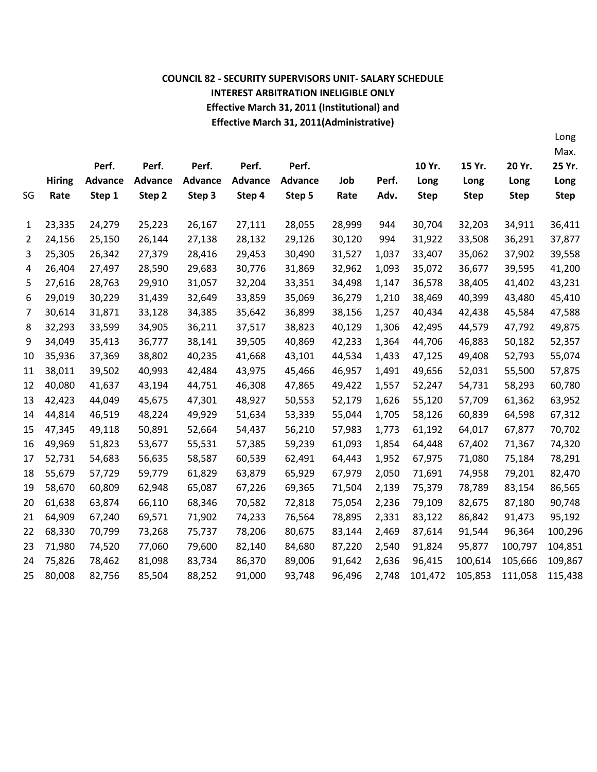**COUNCIL 82 - SECURITY SUPERVISORS UNIT- SALARY SCHEDULE**
**INTEREST ARBITRATION INELIGIBLE ONLY**
**Effective March 31, 2011 (Institutional) and**
**Effective March 31, 2011(Administrative)**

| SG | Hiring Rate | Perf. Advance Step 1 | Perf. Advance Step 2 | Perf. Advance Step 3 | Perf. Advance Step 4 | Perf. Advance Step 5 | Job Rate | Perf. Adv. | 10 Yr. Long Step | 15 Yr. Long Step | 20 Yr. Long Step | Long Max. 25 Yr. Long Step |
|---|---|---|---|---|---|---|---|---|---|---|---|---|
| 1 | 23,335 | 24,279 | 25,223 | 26,167 | 27,111 | 28,055 | 28,999 | 944 | 30,704 | 32,203 | 34,911 | 36,411 |
| 2 | 24,156 | 25,150 | 26,144 | 27,138 | 28,132 | 29,126 | 30,120 | 994 | 31,922 | 33,508 | 36,291 | 37,877 |
| 3 | 25,305 | 26,342 | 27,379 | 28,416 | 29,453 | 30,490 | 31,527 | 1,037 | 33,407 | 35,062 | 37,902 | 39,558 |
| 4 | 26,404 | 27,497 | 28,590 | 29,683 | 30,776 | 31,869 | 32,962 | 1,093 | 35,072 | 36,677 | 39,595 | 41,200 |
| 5 | 27,616 | 28,763 | 29,910 | 31,057 | 32,204 | 33,351 | 34,498 | 1,147 | 36,578 | 38,405 | 41,402 | 43,231 |
| 6 | 29,019 | 30,229 | 31,439 | 32,649 | 33,859 | 35,069 | 36,279 | 1,210 | 38,469 | 40,399 | 43,480 | 45,410 |
| 7 | 30,614 | 31,871 | 33,128 | 34,385 | 35,642 | 36,899 | 38,156 | 1,257 | 40,434 | 42,438 | 45,584 | 47,588 |
| 8 | 32,293 | 33,599 | 34,905 | 36,211 | 37,517 | 38,823 | 40,129 | 1,306 | 42,495 | 44,579 | 47,792 | 49,875 |
| 9 | 34,049 | 35,413 | 36,777 | 38,141 | 39,505 | 40,869 | 42,233 | 1,364 | 44,706 | 46,883 | 50,182 | 52,357 |
| 10 | 35,936 | 37,369 | 38,802 | 40,235 | 41,668 | 43,101 | 44,534 | 1,433 | 47,125 | 49,408 | 52,793 | 55,074 |
| 11 | 38,011 | 39,502 | 40,993 | 42,484 | 43,975 | 45,466 | 46,957 | 1,491 | 49,656 | 52,031 | 55,500 | 57,875 |
| 12 | 40,080 | 41,637 | 43,194 | 44,751 | 46,308 | 47,865 | 49,422 | 1,557 | 52,247 | 54,731 | 58,293 | 60,780 |
| 13 | 42,423 | 44,049 | 45,675 | 47,301 | 48,927 | 50,553 | 52,179 | 1,626 | 55,120 | 57,709 | 61,362 | 63,952 |
| 14 | 44,814 | 46,519 | 48,224 | 49,929 | 51,634 | 53,339 | 55,044 | 1,705 | 58,126 | 60,839 | 64,598 | 67,312 |
| 15 | 47,345 | 49,118 | 50,891 | 52,664 | 54,437 | 56,210 | 57,983 | 1,773 | 61,192 | 64,017 | 67,877 | 70,702 |
| 16 | 49,969 | 51,823 | 53,677 | 55,531 | 57,385 | 59,239 | 61,093 | 1,854 | 64,448 | 67,402 | 71,367 | 74,320 |
| 17 | 52,731 | 54,683 | 56,635 | 58,587 | 60,539 | 62,491 | 64,443 | 1,952 | 67,975 | 71,080 | 75,184 | 78,291 |
| 18 | 55,679 | 57,729 | 59,779 | 61,829 | 63,879 | 65,929 | 67,979 | 2,050 | 71,691 | 74,958 | 79,201 | 82,470 |
| 19 | 58,670 | 60,809 | 62,948 | 65,087 | 67,226 | 69,365 | 71,504 | 2,139 | 75,379 | 78,789 | 83,154 | 86,565 |
| 20 | 61,638 | 63,874 | 66,110 | 68,346 | 70,582 | 72,818 | 75,054 | 2,236 | 79,109 | 82,675 | 87,180 | 90,748 |
| 21 | 64,909 | 67,240 | 69,571 | 71,902 | 74,233 | 76,564 | 78,895 | 2,331 | 83,122 | 86,842 | 91,473 | 95,192 |
| 22 | 68,330 | 70,799 | 73,268 | 75,737 | 78,206 | 80,675 | 83,144 | 2,469 | 87,614 | 91,544 | 96,364 | 100,296 |
| 23 | 71,980 | 74,520 | 77,060 | 79,600 | 82,140 | 84,680 | 87,220 | 2,540 | 91,824 | 95,877 | 100,797 | 104,851 |
| 24 | 75,826 | 78,462 | 81,098 | 83,734 | 86,370 | 89,006 | 91,642 | 2,636 | 96,415 | 100,614 | 105,666 | 109,867 |
| 25 | 80,008 | 82,756 | 85,504 | 88,252 | 91,000 | 93,748 | 96,496 | 2,748 | 101,472 | 105,853 | 111,058 | 115,438 |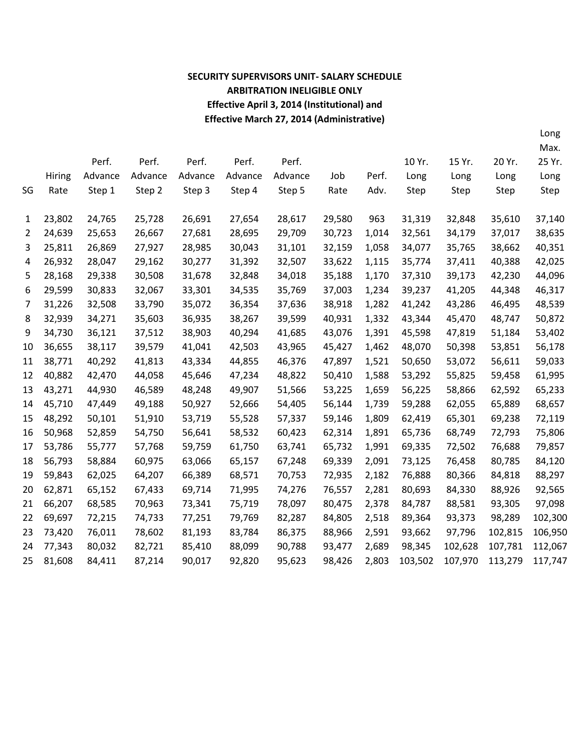**SECURITY SUPERVISORS UNIT- SALARY SCHEDULE**
**ARBITRATION INELIGIBLE ONLY**
**Effective April 3, 2014 (Institutional) and**
**Effective March 27, 2014 (Administrative)**

| SG | Hiring Rate | Perf. Advance Step 1 | Perf. Advance Step 2 | Perf. Advance Step 3 | Perf. Advance Step 4 | Perf. Advance Step 5 | Job Rate | Perf. Adv. | 10 Yr. Long Step | 15 Yr. Long Step | 20 Yr. Long Step | Long Max. 25 Yr. Long Step |
|---|---|---|---|---|---|---|---|---|---|---|---|---|
| 1 | 23,802 | 24,765 | 25,728 | 26,691 | 27,654 | 28,617 | 29,580 | 963 | 31,319 | 32,848 | 35,610 | 37,140 |
| 2 | 24,639 | 25,653 | 26,667 | 27,681 | 28,695 | 29,709 | 30,723 | 1,014 | 32,561 | 34,179 | 37,017 | 38,635 |
| 3 | 25,811 | 26,869 | 27,927 | 28,985 | 30,043 | 31,101 | 32,159 | 1,058 | 34,077 | 35,765 | 38,662 | 40,351 |
| 4 | 26,932 | 28,047 | 29,162 | 30,277 | 31,392 | 32,507 | 33,622 | 1,115 | 35,774 | 37,411 | 40,388 | 42,025 |
| 5 | 28,168 | 29,338 | 30,508 | 31,678 | 32,848 | 34,018 | 35,188 | 1,170 | 37,310 | 39,173 | 42,230 | 44,096 |
| 6 | 29,599 | 30,833 | 32,067 | 33,301 | 34,535 | 35,769 | 37,003 | 1,234 | 39,237 | 41,205 | 44,348 | 46,317 |
| 7 | 31,226 | 32,508 | 33,790 | 35,072 | 36,354 | 37,636 | 38,918 | 1,282 | 41,242 | 43,286 | 46,495 | 48,539 |
| 8 | 32,939 | 34,271 | 35,603 | 36,935 | 38,267 | 39,599 | 40,931 | 1,332 | 43,344 | 45,470 | 48,747 | 50,872 |
| 9 | 34,730 | 36,121 | 37,512 | 38,903 | 40,294 | 41,685 | 43,076 | 1,391 | 45,598 | 47,819 | 51,184 | 53,402 |
| 10 | 36,655 | 38,117 | 39,579 | 41,041 | 42,503 | 43,965 | 45,427 | 1,462 | 48,070 | 50,398 | 53,851 | 56,178 |
| 11 | 38,771 | 40,292 | 41,813 | 43,334 | 44,855 | 46,376 | 47,897 | 1,521 | 50,650 | 53,072 | 56,611 | 59,033 |
| 12 | 40,882 | 42,470 | 44,058 | 45,646 | 47,234 | 48,822 | 50,410 | 1,588 | 53,292 | 55,825 | 59,458 | 61,995 |
| 13 | 43,271 | 44,930 | 46,589 | 48,248 | 49,907 | 51,566 | 53,225 | 1,659 | 56,225 | 58,866 | 62,592 | 65,233 |
| 14 | 45,710 | 47,449 | 49,188 | 50,927 | 52,666 | 54,405 | 56,144 | 1,739 | 59,288 | 62,055 | 65,889 | 68,657 |
| 15 | 48,292 | 50,101 | 51,910 | 53,719 | 55,528 | 57,337 | 59,146 | 1,809 | 62,419 | 65,301 | 69,238 | 72,119 |
| 16 | 50,968 | 52,859 | 54,750 | 56,641 | 58,532 | 60,423 | 62,314 | 1,891 | 65,736 | 68,749 | 72,793 | 75,806 |
| 17 | 53,786 | 55,777 | 57,768 | 59,759 | 61,750 | 63,741 | 65,732 | 1,991 | 69,335 | 72,502 | 76,688 | 79,857 |
| 18 | 56,793 | 58,884 | 60,975 | 63,066 | 65,157 | 67,248 | 69,339 | 2,091 | 73,125 | 76,458 | 80,785 | 84,120 |
| 19 | 59,843 | 62,025 | 64,207 | 66,389 | 68,571 | 70,753 | 72,935 | 2,182 | 76,888 | 80,366 | 84,818 | 88,297 |
| 20 | 62,871 | 65,152 | 67,433 | 69,714 | 71,995 | 74,276 | 76,557 | 2,281 | 80,693 | 84,330 | 88,926 | 92,565 |
| 21 | 66,207 | 68,585 | 70,963 | 73,341 | 75,719 | 78,097 | 80,475 | 2,378 | 84,787 | 88,581 | 93,305 | 97,098 |
| 22 | 69,697 | 72,215 | 74,733 | 77,251 | 79,769 | 82,287 | 84,805 | 2,518 | 89,364 | 93,373 | 98,289 | 102,300 |
| 23 | 73,420 | 76,011 | 78,602 | 81,193 | 83,784 | 86,375 | 88,966 | 2,591 | 93,662 | 97,796 | 102,815 | 106,950 |
| 24 | 77,343 | 80,032 | 82,721 | 85,410 | 88,099 | 90,788 | 93,477 | 2,689 | 98,345 | 102,628 | 107,781 | 112,067 |
| 25 | 81,608 | 84,411 | 87,214 | 90,017 | 92,820 | 95,623 | 98,426 | 2,803 | 103,502 | 107,970 | 113,279 | 117,747 |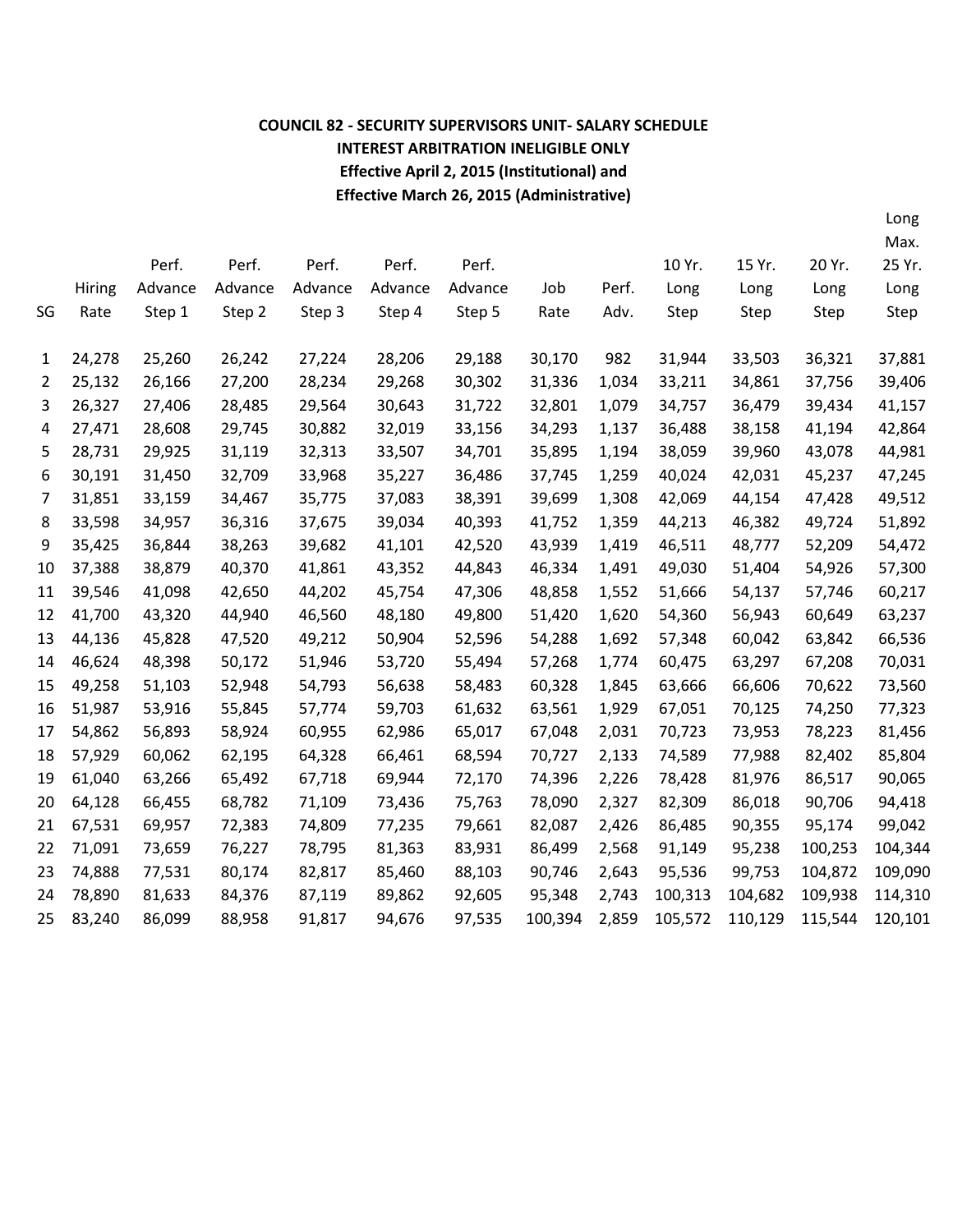**COUNCIL 82 - SECURITY SUPERVISORS UNIT- SALARY SCHEDULE**
**INTEREST ARBITRATION INELIGIBLE ONLY**
**Effective April 2, 2015 (Institutional) and**
**Effective March 26, 2015 (Administrative)**

| SG | Hiring Rate | Perf. Advance Step 1 | Perf. Advance Step 2 | Perf. Advance Step 3 | Perf. Advance Step 4 | Perf. Advance Step 5 | Job Rate | Perf. Adv. | 10 Yr. Long Step | 15 Yr. Long Step | 20 Yr. Long Step | Long Max. 25 Yr. Long Step |
|---|---|---|---|---|---|---|---|---|---|---|---|---|
| 1 | 24,278 | 25,260 | 26,242 | 27,224 | 28,206 | 29,188 | 30,170 | 982 | 31,944 | 33,503 | 36,321 | 37,881 |
| 2 | 25,132 | 26,166 | 27,200 | 28,234 | 29,268 | 30,302 | 31,336 | 1,034 | 33,211 | 34,861 | 37,756 | 39,406 |
| 3 | 26,327 | 27,406 | 28,485 | 29,564 | 30,643 | 31,722 | 32,801 | 1,079 | 34,757 | 36,479 | 39,434 | 41,157 |
| 4 | 27,471 | 28,608 | 29,745 | 30,882 | 32,019 | 33,156 | 34,293 | 1,137 | 36,488 | 38,158 | 41,194 | 42,864 |
| 5 | 28,731 | 29,925 | 31,119 | 32,313 | 33,507 | 34,701 | 35,895 | 1,194 | 38,059 | 39,960 | 43,078 | 44,981 |
| 6 | 30,191 | 31,450 | 32,709 | 33,968 | 35,227 | 36,486 | 37,745 | 1,259 | 40,024 | 42,031 | 45,237 | 47,245 |
| 7 | 31,851 | 33,159 | 34,467 | 35,775 | 37,083 | 38,391 | 39,699 | 1,308 | 42,069 | 44,154 | 47,428 | 49,512 |
| 8 | 33,598 | 34,957 | 36,316 | 37,675 | 39,034 | 40,393 | 41,752 | 1,359 | 44,213 | 46,382 | 49,724 | 51,892 |
| 9 | 35,425 | 36,844 | 38,263 | 39,682 | 41,101 | 42,520 | 43,939 | 1,419 | 46,511 | 48,777 | 52,209 | 54,472 |
| 10 | 37,388 | 38,879 | 40,370 | 41,861 | 43,352 | 44,843 | 46,334 | 1,491 | 49,030 | 51,404 | 54,926 | 57,300 |
| 11 | 39,546 | 41,098 | 42,650 | 44,202 | 45,754 | 47,306 | 48,858 | 1,552 | 51,666 | 54,137 | 57,746 | 60,217 |
| 12 | 41,700 | 43,320 | 44,940 | 46,560 | 48,180 | 49,800 | 51,420 | 1,620 | 54,360 | 56,943 | 60,649 | 63,237 |
| 13 | 44,136 | 45,828 | 47,520 | 49,212 | 50,904 | 52,596 | 54,288 | 1,692 | 57,348 | 60,042 | 63,842 | 66,536 |
| 14 | 46,624 | 48,398 | 50,172 | 51,946 | 53,720 | 55,494 | 57,268 | 1,774 | 60,475 | 63,297 | 67,208 | 70,031 |
| 15 | 49,258 | 51,103 | 52,948 | 54,793 | 56,638 | 58,483 | 60,328 | 1,845 | 63,666 | 66,606 | 70,622 | 73,560 |
| 16 | 51,987 | 53,916 | 55,845 | 57,774 | 59,703 | 61,632 | 63,561 | 1,929 | 67,051 | 70,125 | 74,250 | 77,323 |
| 17 | 54,862 | 56,893 | 58,924 | 60,955 | 62,986 | 65,017 | 67,048 | 2,031 | 70,723 | 73,953 | 78,223 | 81,456 |
| 18 | 57,929 | 60,062 | 62,195 | 64,328 | 66,461 | 68,594 | 70,727 | 2,133 | 74,589 | 77,988 | 82,402 | 85,804 |
| 19 | 61,040 | 63,266 | 65,492 | 67,718 | 69,944 | 72,170 | 74,396 | 2,226 | 78,428 | 81,976 | 86,517 | 90,065 |
| 20 | 64,128 | 66,455 | 68,782 | 71,109 | 73,436 | 75,763 | 78,090 | 2,327 | 82,309 | 86,018 | 90,706 | 94,418 |
| 21 | 67,531 | 69,957 | 72,383 | 74,809 | 77,235 | 79,661 | 82,087 | 2,426 | 86,485 | 90,355 | 95,174 | 99,042 |
| 22 | 71,091 | 73,659 | 76,227 | 78,795 | 81,363 | 83,931 | 86,499 | 2,568 | 91,149 | 95,238 | 100,253 | 104,344 |
| 23 | 74,888 | 77,531 | 80,174 | 82,817 | 85,460 | 88,103 | 90,746 | 2,643 | 95,536 | 99,753 | 104,872 | 109,090 |
| 24 | 78,890 | 81,633 | 84,376 | 87,119 | 89,862 | 92,605 | 95,348 | 2,743 | 100,313 | 104,682 | 109,938 | 114,310 |
| 25 | 83,240 | 86,099 | 88,958 | 91,817 | 94,676 | 97,535 | 100,394 | 2,859 | 105,572 | 110,129 | 115,544 | 120,101 |